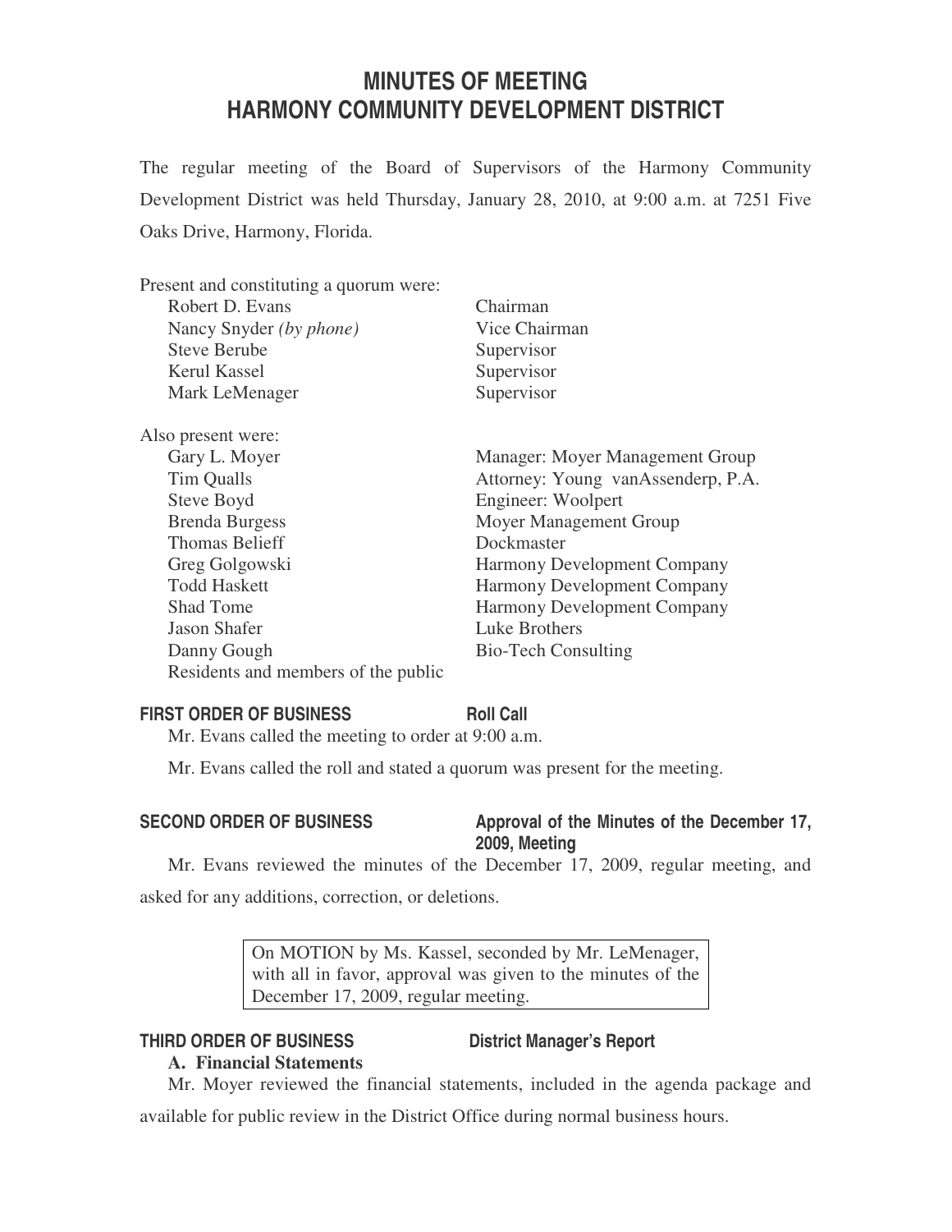# MINUTES OF MEETING
# HARMONY COMMUNITY DEVELOPMENT DISTRICT

The regular meeting of the Board of Supervisors of the Harmony Community Development District was held Thursday, January 28, 2010, at 9:00 a.m. at 7251 Five Oaks Drive, Harmony, Florida.

Present and constituting a quorum were:

| | |
|---|---|
| Robert D. Evans | Chairman |
| Nancy Snyder *(by phone)* | Vice Chairman |
| Steve Berube | Supervisor |
| Kerul Kassel | Supervisor |
| Mark LeMenager | Supervisor |

Also present were:

| | |
|---|---|
| Gary L. Moyer | Manager: Moyer Management Group |
| Tim Qualls | Attorney: Young vanAssenderp, P.A. |
| Steve Boyd | Engineer: Woolpert |
| Brenda Burgess | Moyer Management Group |
| Thomas Belieff | Dockmaster |
| Greg Golgowski | Harmony Development Company |
| Todd Haskett | Harmony Development Company |
| Shad Tome | Harmony Development Company |
| Jason Shafer | Luke Brothers |
| Danny Gough | Bio-Tech Consulting |
| Residents and members of the public | |

## FIRST ORDER OF BUSINESS — Roll Call

Mr. Evans called the meeting to order at 9:00 a.m.

Mr. Evans called the roll and stated a quorum was present for the meeting.

## SECOND ORDER OF BUSINESS — Approval of the Minutes of the December 17, 2009, Meeting

Mr. Evans reviewed the minutes of the December 17, 2009, regular meeting, and asked for any additions, correction, or deletions.

> On MOTION by Ms. Kassel, seconded by Mr. LeMenager, with all in favor, approval was given to the minutes of the December 17, 2009, regular meeting.

## THIRD ORDER OF BUSINESS — District Manager's Report

**A. Financial Statements**

Mr. Moyer reviewed the financial statements, included in the agenda package and available for public review in the District Office during normal business hours.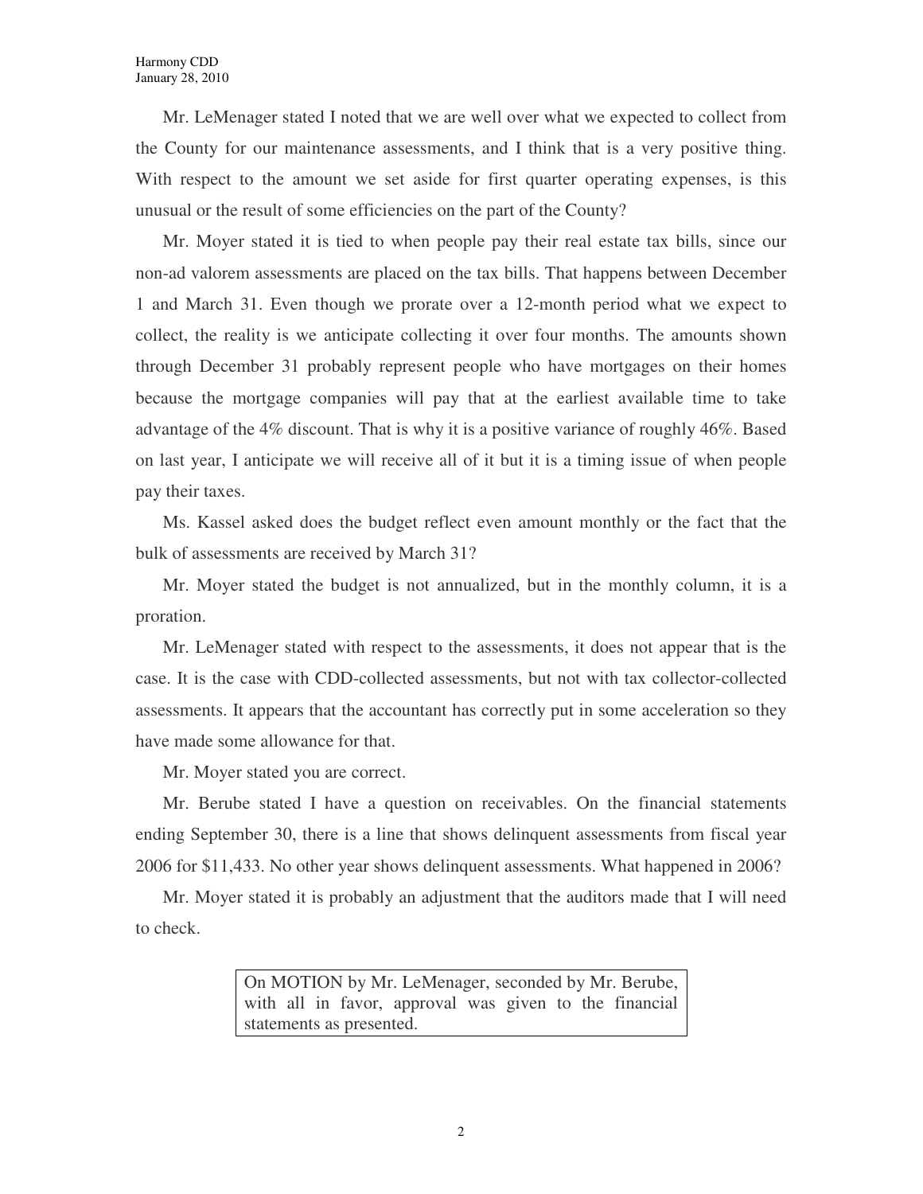Mr. LeMenager stated I noted that we are well over what we expected to collect from the County for our maintenance assessments, and I think that is a very positive thing. With respect to the amount we set aside for first quarter operating expenses, is this unusual or the result of some efficiencies on the part of the County?

Mr. Moyer stated it is tied to when people pay their real estate tax bills, since our non-ad valorem assessments are placed on the tax bills. That happens between December 1 and March 31. Even though we prorate over a 12-month period what we expect to collect, the reality is we anticipate collecting it over four months. The amounts shown through December 31 probably represent people who have mortgages on their homes because the mortgage companies will pay that at the earliest available time to take advantage of the 4% discount. That is why it is a positive variance of roughly 46%. Based on last year, I anticipate we will receive all of it but it is a timing issue of when people pay their taxes.

Ms. Kassel asked does the budget reflect even amount monthly or the fact that the bulk of assessments are received by March 31?

Mr. Moyer stated the budget is not annualized, but in the monthly column, it is a proration.

Mr. LeMenager stated with respect to the assessments, it does not appear that is the case. It is the case with CDD-collected assessments, but not with tax collector-collected assessments. It appears that the accountant has correctly put in some acceleration so they have made some allowance for that.

Mr. Moyer stated you are correct.

Mr. Berube stated I have a question on receivables. On the financial statements ending September 30, there is a line that shows delinquent assessments from fiscal year 2006 for $11,433. No other year shows delinquent assessments. What happened in 2006?

Mr. Moyer stated it is probably an adjustment that the auditors made that I will need to check.

> On MOTION by Mr. LeMenager, seconded by Mr. Berube, with all in favor, approval was given to the financial statements as presented.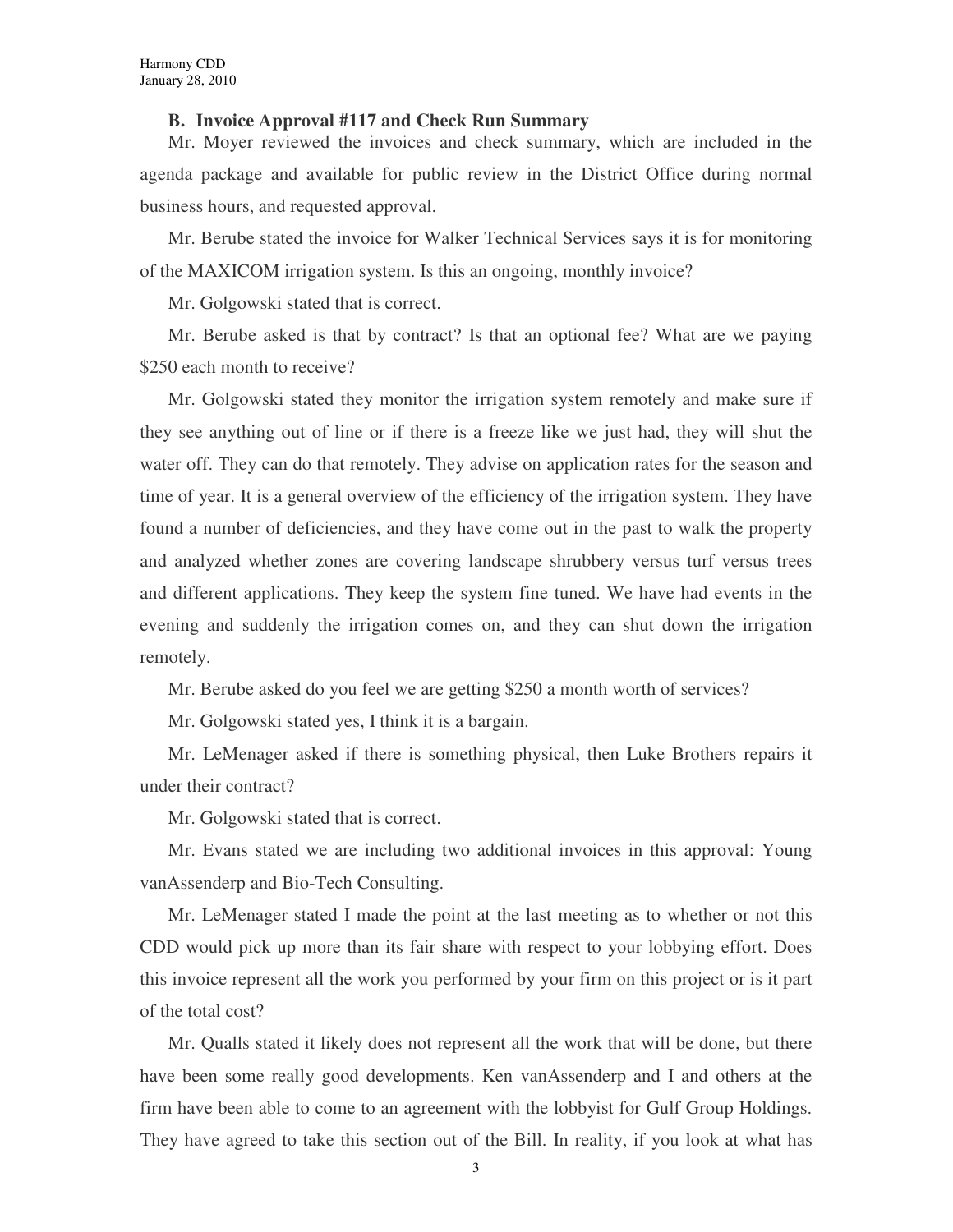**B. Invoice Approval #117 and Check Run Summary**

Mr. Moyer reviewed the invoices and check summary, which are included in the agenda package and available for public review in the District Office during normal business hours, and requested approval.

Mr. Berube stated the invoice for Walker Technical Services says it is for monitoring of the MAXICOM irrigation system. Is this an ongoing, monthly invoice?

Mr. Golgowski stated that is correct.

Mr. Berube asked is that by contract? Is that an optional fee? What are we paying $250 each month to receive?

Mr. Golgowski stated they monitor the irrigation system remotely and make sure if they see anything out of line or if there is a freeze like we just had, they will shut the water off. They can do that remotely. They advise on application rates for the season and time of year. It is a general overview of the efficiency of the irrigation system. They have found a number of deficiencies, and they have come out in the past to walk the property and analyzed whether zones are covering landscape shrubbery versus turf versus trees and different applications. They keep the system fine tuned. We have had events in the evening and suddenly the irrigation comes on, and they can shut down the irrigation remotely.

Mr. Berube asked do you feel we are getting $250 a month worth of services?

Mr. Golgowski stated yes, I think it is a bargain.

Mr. LeMenager asked if there is something physical, then Luke Brothers repairs it under their contract?

Mr. Golgowski stated that is correct.

Mr. Evans stated we are including two additional invoices in this approval: Young vanAssenderp and Bio-Tech Consulting.

Mr. LeMenager stated I made the point at the last meeting as to whether or not this CDD would pick up more than its fair share with respect to your lobbying effort. Does this invoice represent all the work you performed by your firm on this project or is it part of the total cost?

Mr. Qualls stated it likely does not represent all the work that will be done, but there have been some really good developments. Ken vanAssenderp and I and others at the firm have been able to come to an agreement with the lobbyist for Gulf Group Holdings. They have agreed to take this section out of the Bill. In reality, if you look at what has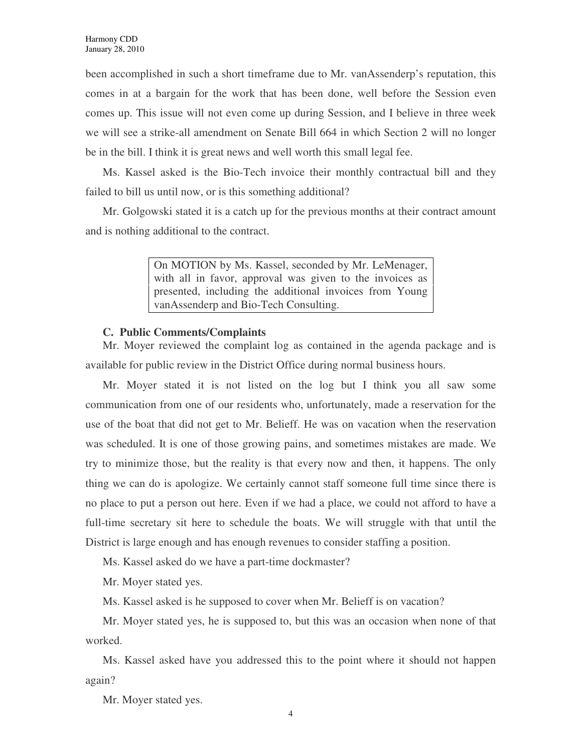been accomplished in such a short timeframe due to Mr. vanAssenderp's reputation, this comes in at a bargain for the work that has been done, well before the Session even comes up. This issue will not even come up during Session, and I believe in three week we will see a strike-all amendment on Senate Bill 664 in which Section 2 will no longer be in the bill. I think it is great news and well worth this small legal fee.

Ms. Kassel asked is the Bio-Tech invoice their monthly contractual bill and they failed to bill us until now, or is this something additional?

Mr. Golgowski stated it is a catch up for the previous months at their contract amount and is nothing additional to the contract.

> On MOTION by Ms. Kassel, seconded by Mr. LeMenager, with all in favor, approval was given to the invoices as presented, including the additional invoices from Young vanAssenderp and Bio-Tech Consulting.

**C. Public Comments/Complaints**

Mr. Moyer reviewed the complaint log as contained in the agenda package and is available for public review in the District Office during normal business hours.

Mr. Moyer stated it is not listed on the log but I think you all saw some communication from one of our residents who, unfortunately, made a reservation for the use of the boat that did not get to Mr. Belieff. He was on vacation when the reservation was scheduled. It is one of those growing pains, and sometimes mistakes are made. We try to minimize those, but the reality is that every now and then, it happens. The only thing we can do is apologize. We certainly cannot staff someone full time since there is no place to put a person out here. Even if we had a place, we could not afford to have a full-time secretary sit here to schedule the boats. We will struggle with that until the District is large enough and has enough revenues to consider staffing a position.

Ms. Kassel asked do we have a part-time dockmaster?

Mr. Moyer stated yes.

Ms. Kassel asked is he supposed to cover when Mr. Belieff is on vacation?

Mr. Moyer stated yes, he is supposed to, but this was an occasion when none of that worked.

Ms. Kassel asked have you addressed this to the point where it should not happen again?

Mr. Moyer stated yes.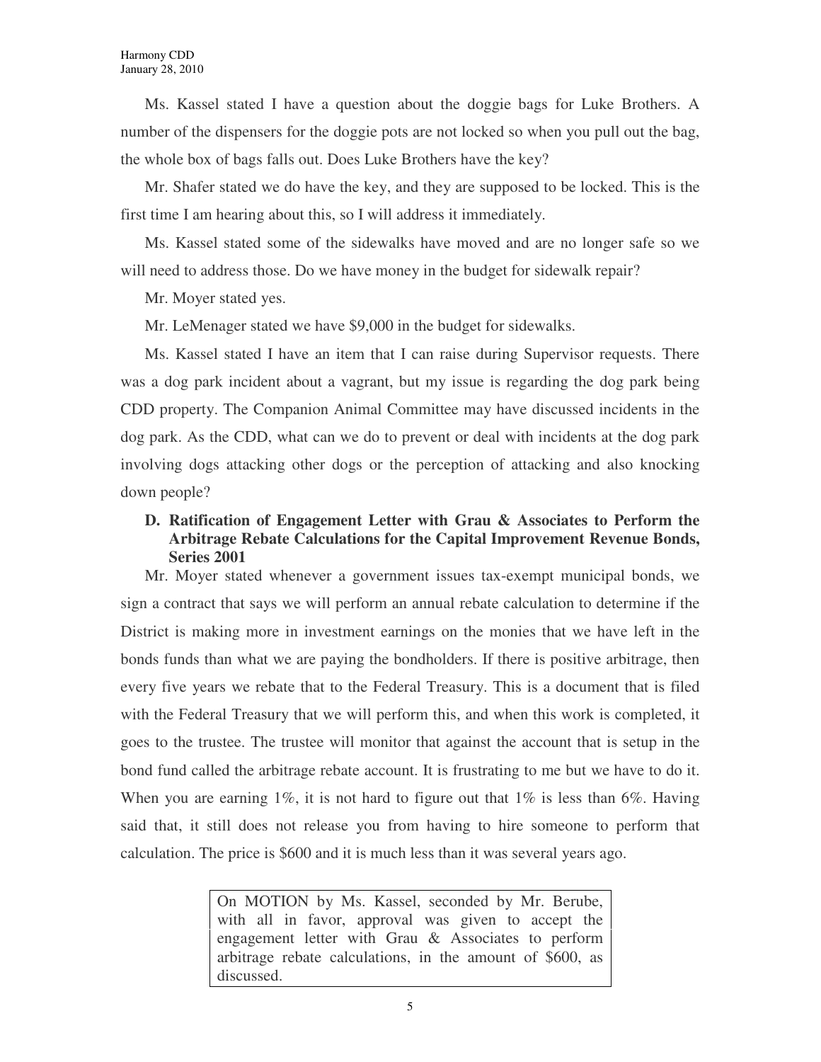Ms. Kassel stated I have a question about the doggie bags for Luke Brothers. A number of the dispensers for the doggie pots are not locked so when you pull out the bag, the whole box of bags falls out. Does Luke Brothers have the key?

Mr. Shafer stated we do have the key, and they are supposed to be locked. This is the first time I am hearing about this, so I will address it immediately.

Ms. Kassel stated some of the sidewalks have moved and are no longer safe so we will need to address those. Do we have money in the budget for sidewalk repair?

Mr. Moyer stated yes.

Mr. LeMenager stated we have $9,000 in the budget for sidewalks.

Ms. Kassel stated I have an item that I can raise during Supervisor requests. There was a dog park incident about a vagrant, but my issue is regarding the dog park being CDD property. The Companion Animal Committee may have discussed incidents in the dog park. As the CDD, what can we do to prevent or deal with incidents at the dog park involving dogs attacking other dogs or the perception of attacking and also knocking down people?

**D. Ratification of Engagement Letter with Grau & Associates to Perform the Arbitrage Rebate Calculations for the Capital Improvement Revenue Bonds, Series 2001**

Mr. Moyer stated whenever a government issues tax-exempt municipal bonds, we sign a contract that says we will perform an annual rebate calculation to determine if the District is making more in investment earnings on the monies that we have left in the bonds funds than what we are paying the bondholders. If there is positive arbitrage, then every five years we rebate that to the Federal Treasury. This is a document that is filed with the Federal Treasury that we will perform this, and when this work is completed, it goes to the trustee. The trustee will monitor that against the account that is setup in the bond fund called the arbitrage rebate account. It is frustrating to me but we have to do it. When you are earning 1%, it is not hard to figure out that 1% is less than 6%. Having said that, it still does not release you from having to hire someone to perform that calculation. The price is $600 and it is much less than it was several years ago.

> On MOTION by Ms. Kassel, seconded by Mr. Berube, with all in favor, approval was given to accept the engagement letter with Grau & Associates to perform arbitrage rebate calculations, in the amount of $600, as discussed.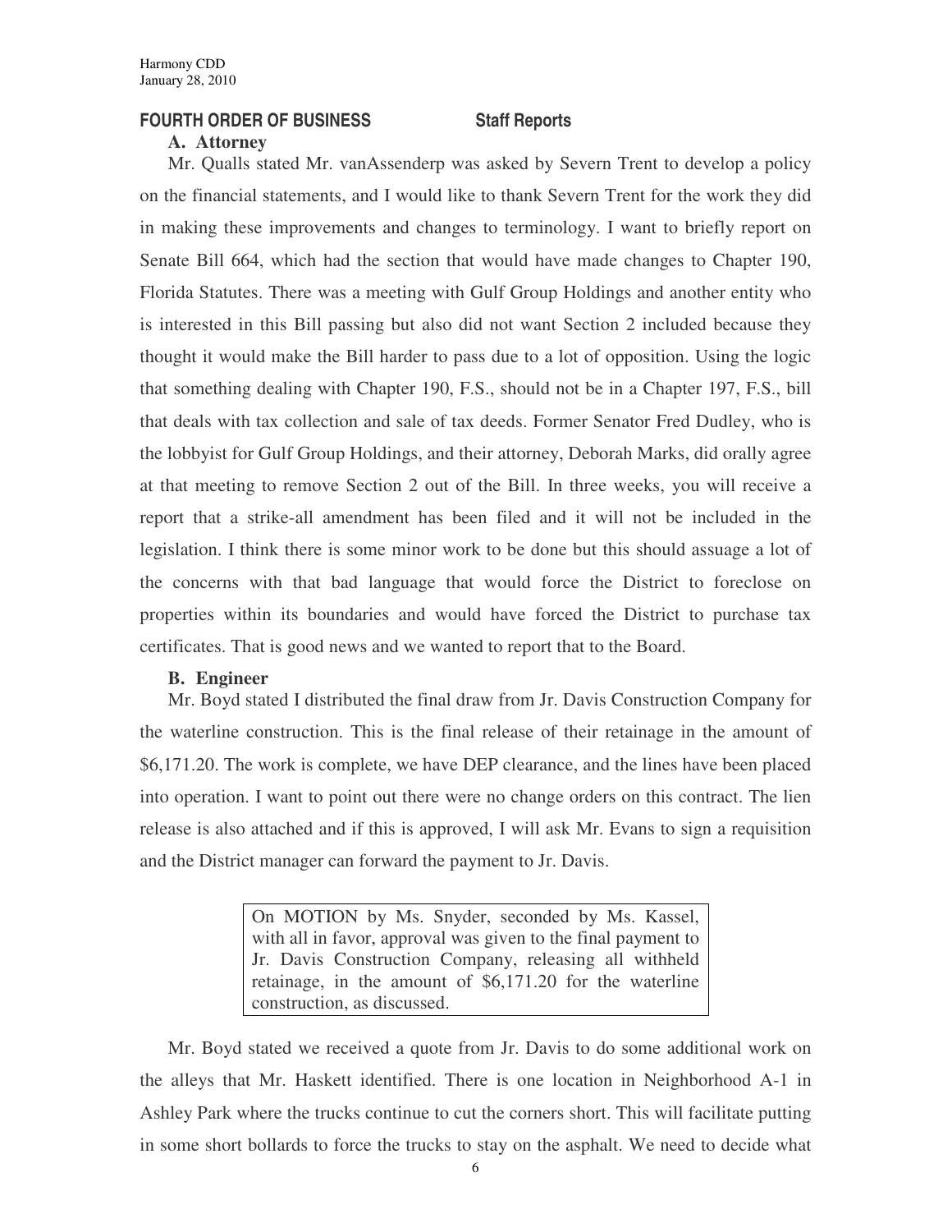## FOURTH ORDER OF BUSINESS Staff Reports

### A. Attorney

Mr. Qualls stated Mr. vanAssenderp was asked by Severn Trent to develop a policy on the financial statements, and I would like to thank Severn Trent for the work they did in making these improvements and changes to terminology. I want to briefly report on Senate Bill 664, which had the section that would have made changes to Chapter 190, Florida Statutes. There was a meeting with Gulf Group Holdings and another entity who is interested in this Bill passing but also did not want Section 2 included because they thought it would make the Bill harder to pass due to a lot of opposition. Using the logic that something dealing with Chapter 190, F.S., should not be in a Chapter 197, F.S., bill that deals with tax collection and sale of tax deeds. Former Senator Fred Dudley, who is the lobbyist for Gulf Group Holdings, and their attorney, Deborah Marks, did orally agree at that meeting to remove Section 2 out of the Bill. In three weeks, you will receive a report that a strike-all amendment has been filed and it will not be included in the legislation. I think there is some minor work to be done but this should assuage a lot of the concerns with that bad language that would force the District to foreclose on properties within its boundaries and would have forced the District to purchase tax certificates. That is good news and we wanted to report that to the Board.

### B. Engineer

Mr. Boyd stated I distributed the final draw from Jr. Davis Construction Company for the waterline construction. This is the final release of their retainage in the amount of $6,171.20. The work is complete, we have DEP clearance, and the lines have been placed into operation. I want to point out there were no change orders on this contract. The lien release is also attached and if this is approved, I will ask Mr. Evans to sign a requisition and the District manager can forward the payment to Jr. Davis.

> On MOTION by Ms. Snyder, seconded by Ms. Kassel, with all in favor, approval was given to the final payment to Jr. Davis Construction Company, releasing all withheld retainage, in the amount of $6,171.20 for the waterline construction, as discussed.

Mr. Boyd stated we received a quote from Jr. Davis to do some additional work on the alleys that Mr. Haskett identified. There is one location in Neighborhood A-1 in Ashley Park where the trucks continue to cut the corners short. This will facilitate putting in some short bollards to force the trucks to stay on the asphalt. We need to decide what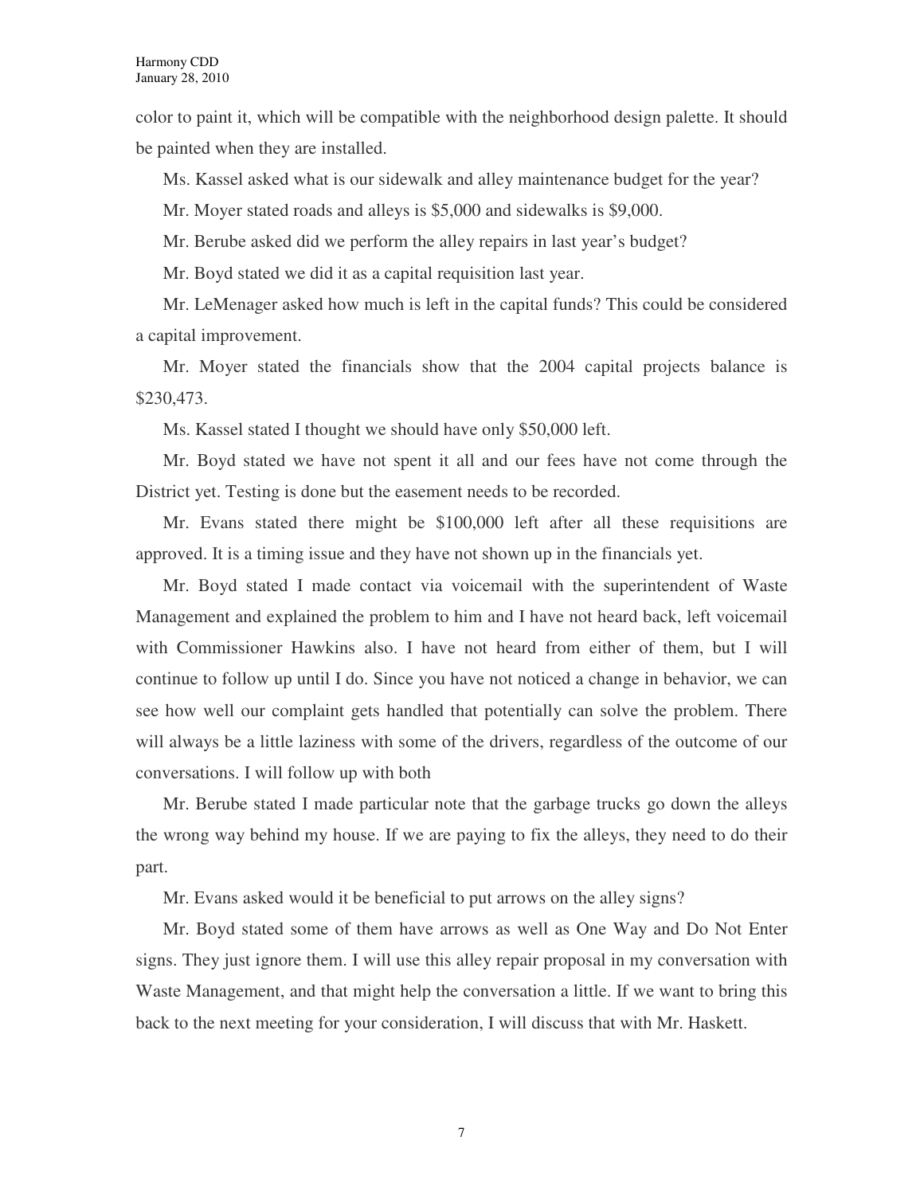color to paint it, which will be compatible with the neighborhood design palette. It should be painted when they are installed.

Ms. Kassel asked what is our sidewalk and alley maintenance budget for the year?

Mr. Moyer stated roads and alleys is $5,000 and sidewalks is $9,000.

Mr. Berube asked did we perform the alley repairs in last year's budget?

Mr. Boyd stated we did it as a capital requisition last year.

Mr. LeMenager asked how much is left in the capital funds? This could be considered a capital improvement.

Mr. Moyer stated the financials show that the 2004 capital projects balance is $230,473.

Ms. Kassel stated I thought we should have only $50,000 left.

Mr. Boyd stated we have not spent it all and our fees have not come through the District yet. Testing is done but the easement needs to be recorded.

Mr. Evans stated there might be $100,000 left after all these requisitions are approved. It is a timing issue and they have not shown up in the financials yet.

Mr. Boyd stated I made contact via voicemail with the superintendent of Waste Management and explained the problem to him and I have not heard back, left voicemail with Commissioner Hawkins also. I have not heard from either of them, but I will continue to follow up until I do. Since you have not noticed a change in behavior, we can see how well our complaint gets handled that potentially can solve the problem. There will always be a little laziness with some of the drivers, regardless of the outcome of our conversations. I will follow up with both

Mr. Berube stated I made particular note that the garbage trucks go down the alleys the wrong way behind my house. If we are paying to fix the alleys, they need to do their part.

Mr. Evans asked would it be beneficial to put arrows on the alley signs?

Mr. Boyd stated some of them have arrows as well as One Way and Do Not Enter signs. They just ignore them. I will use this alley repair proposal in my conversation with Waste Management, and that might help the conversation a little. If we want to bring this back to the next meeting for your consideration, I will discuss that with Mr. Haskett.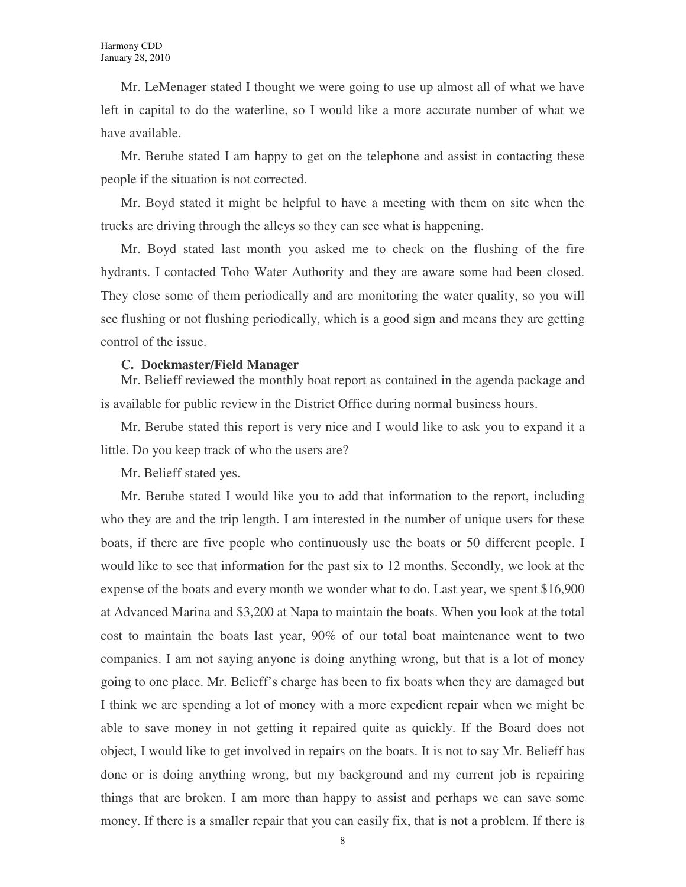Mr. LeMenager stated I thought we were going to use up almost all of what we have left in capital to do the waterline, so I would like a more accurate number of what we have available.

Mr. Berube stated I am happy to get on the telephone and assist in contacting these people if the situation is not corrected.

Mr. Boyd stated it might be helpful to have a meeting with them on site when the trucks are driving through the alleys so they can see what is happening.

Mr. Boyd stated last month you asked me to check on the flushing of the fire hydrants. I contacted Toho Water Authority and they are aware some had been closed. They close some of them periodically and are monitoring the water quality, so you will see flushing or not flushing periodically, which is a good sign and means they are getting control of the issue.

**C. Dockmaster/Field Manager**

Mr. Belieff reviewed the monthly boat report as contained in the agenda package and is available for public review in the District Office during normal business hours.

Mr. Berube stated this report is very nice and I would like to ask you to expand it a little. Do you keep track of who the users are?

Mr. Belieff stated yes.

Mr. Berube stated I would like you to add that information to the report, including who they are and the trip length. I am interested in the number of unique users for these boats, if there are five people who continuously use the boats or 50 different people. I would like to see that information for the past six to 12 months. Secondly, we look at the expense of the boats and every month we wonder what to do. Last year, we spent $16,900 at Advanced Marina and $3,200 at Napa to maintain the boats. When you look at the total cost to maintain the boats last year, 90% of our total boat maintenance went to two companies. I am not saying anyone is doing anything wrong, but that is a lot of money going to one place. Mr. Belieff's charge has been to fix boats when they are damaged but I think we are spending a lot of money with a more expedient repair when we might be able to save money in not getting it repaired quite as quickly. If the Board does not object, I would like to get involved in repairs on the boats. It is not to say Mr. Belieff has done or is doing anything wrong, but my background and my current job is repairing things that are broken. I am more than happy to assist and perhaps we can save some money. If there is a smaller repair that you can easily fix, that is not a problem. If there is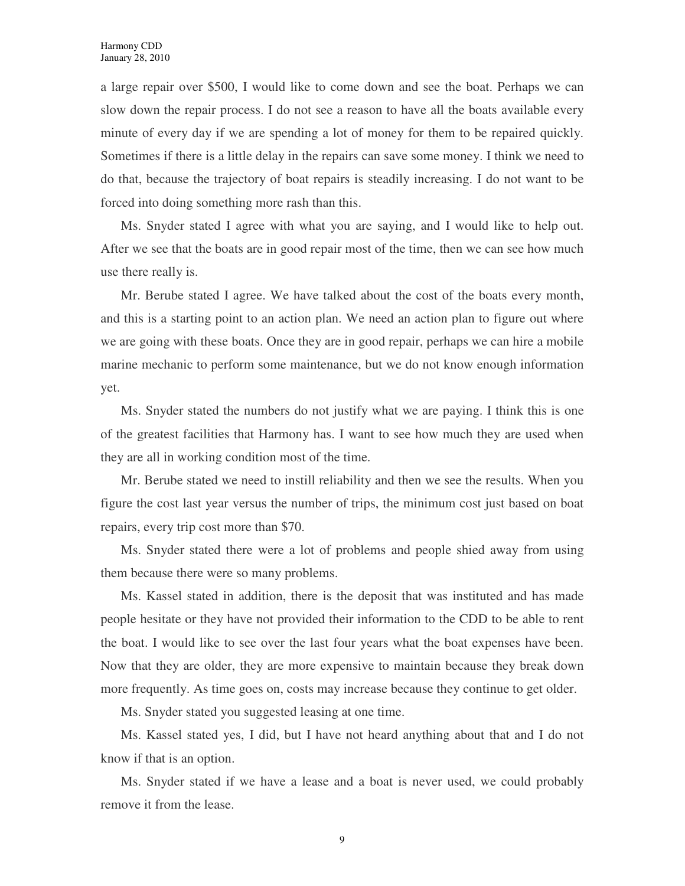a large repair over $500, I would like to come down and see the boat. Perhaps we can slow down the repair process. I do not see a reason to have all the boats available every minute of every day if we are spending a lot of money for them to be repaired quickly. Sometimes if there is a little delay in the repairs can save some money. I think we need to do that, because the trajectory of boat repairs is steadily increasing. I do not want to be forced into doing something more rash than this.

Ms. Snyder stated I agree with what you are saying, and I would like to help out. After we see that the boats are in good repair most of the time, then we can see how much use there really is.

Mr. Berube stated I agree. We have talked about the cost of the boats every month, and this is a starting point to an action plan. We need an action plan to figure out where we are going with these boats. Once they are in good repair, perhaps we can hire a mobile marine mechanic to perform some maintenance, but we do not know enough information yet.

Ms. Snyder stated the numbers do not justify what we are paying. I think this is one of the greatest facilities that Harmony has. I want to see how much they are used when they are all in working condition most of the time.

Mr. Berube stated we need to instill reliability and then we see the results. When you figure the cost last year versus the number of trips, the minimum cost just based on boat repairs, every trip cost more than $70.

Ms. Snyder stated there were a lot of problems and people shied away from using them because there were so many problems.

Ms. Kassel stated in addition, there is the deposit that was instituted and has made people hesitate or they have not provided their information to the CDD to be able to rent the boat. I would like to see over the last four years what the boat expenses have been. Now that they are older, they are more expensive to maintain because they break down more frequently. As time goes on, costs may increase because they continue to get older.

Ms. Snyder stated you suggested leasing at one time.

Ms. Kassel stated yes, I did, but I have not heard anything about that and I do not know if that is an option.

Ms. Snyder stated if we have a lease and a boat is never used, we could probably remove it from the lease.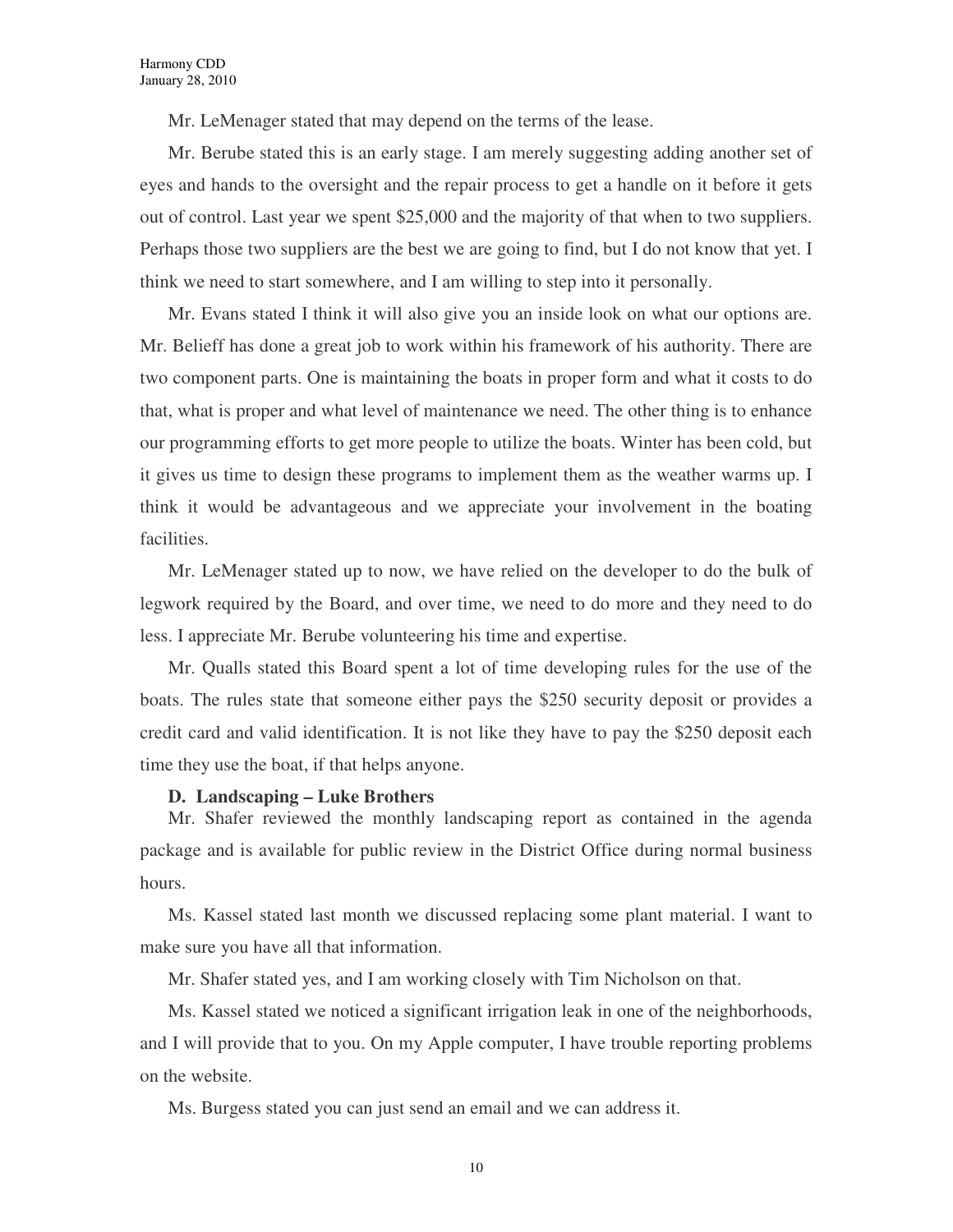Mr. LeMenager stated that may depend on the terms of the lease.

Mr. Berube stated this is an early stage. I am merely suggesting adding another set of eyes and hands to the oversight and the repair process to get a handle on it before it gets out of control. Last year we spent $25,000 and the majority of that when to two suppliers. Perhaps those two suppliers are the best we are going to find, but I do not know that yet. I think we need to start somewhere, and I am willing to step into it personally.

Mr. Evans stated I think it will also give you an inside look on what our options are. Mr. Belieff has done a great job to work within his framework of his authority. There are two component parts. One is maintaining the boats in proper form and what it costs to do that, what is proper and what level of maintenance we need. The other thing is to enhance our programming efforts to get more people to utilize the boats. Winter has been cold, but it gives us time to design these programs to implement them as the weather warms up. I think it would be advantageous and we appreciate your involvement in the boating facilities.

Mr. LeMenager stated up to now, we have relied on the developer to do the bulk of legwork required by the Board, and over time, we need to do more and they need to do less. I appreciate Mr. Berube volunteering his time and expertise.

Mr. Qualls stated this Board spent a lot of time developing rules for the use of the boats. The rules state that someone either pays the $250 security deposit or provides a credit card and valid identification. It is not like they have to pay the $250 deposit each time they use the boat, if that helps anyone.

**D. Landscaping – Luke Brothers**

Mr. Shafer reviewed the monthly landscaping report as contained in the agenda package and is available for public review in the District Office during normal business hours.

Ms. Kassel stated last month we discussed replacing some plant material. I want to make sure you have all that information.

Mr. Shafer stated yes, and I am working closely with Tim Nicholson on that.

Ms. Kassel stated we noticed a significant irrigation leak in one of the neighborhoods, and I will provide that to you. On my Apple computer, I have trouble reporting problems on the website.

Ms. Burgess stated you can just send an email and we can address it.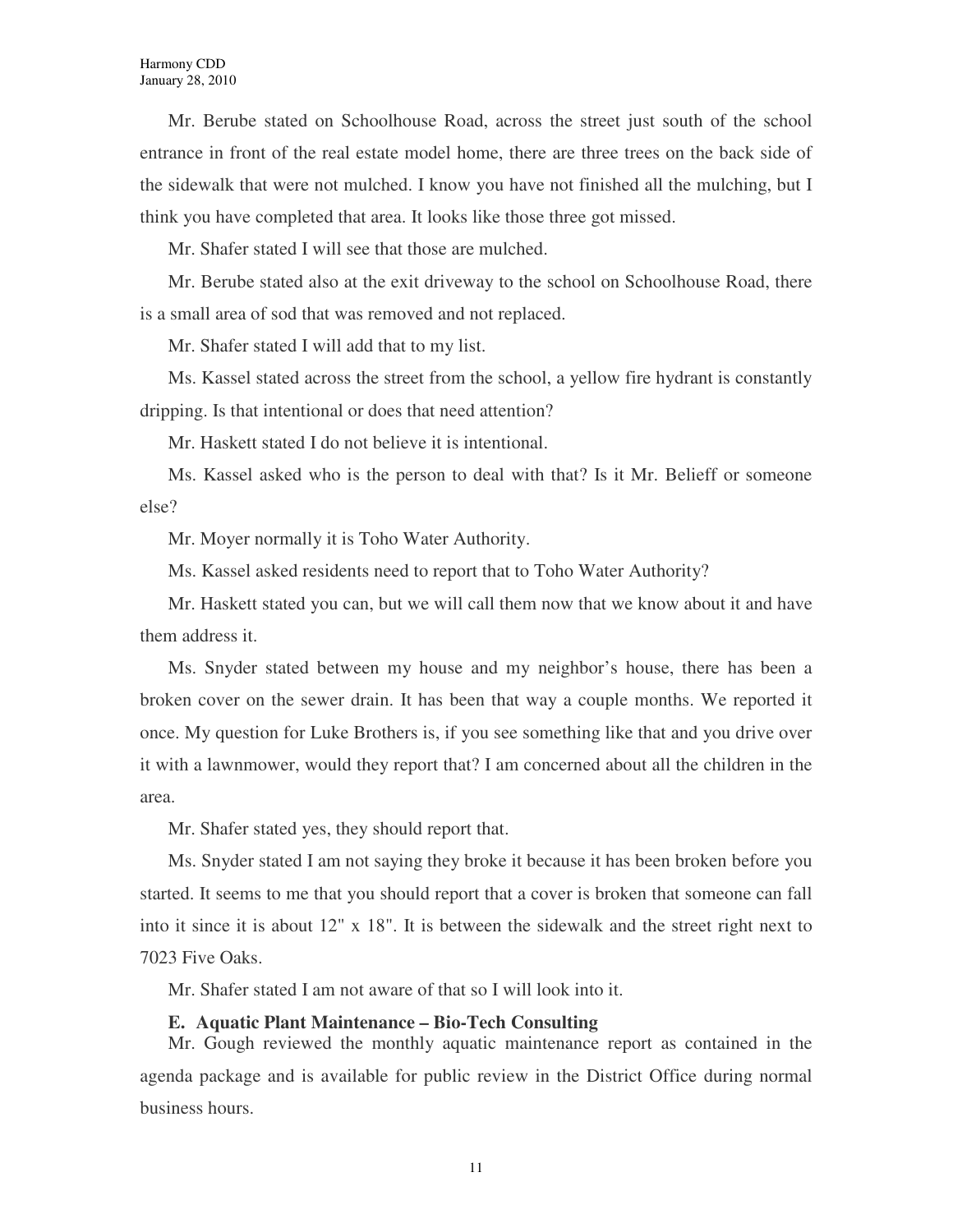Mr. Berube stated on Schoolhouse Road, across the street just south of the school entrance in front of the real estate model home, there are three trees on the back side of the sidewalk that were not mulched. I know you have not finished all the mulching, but I think you have completed that area. It looks like those three got missed.

Mr. Shafer stated I will see that those are mulched.

Mr. Berube stated also at the exit driveway to the school on Schoolhouse Road, there is a small area of sod that was removed and not replaced.

Mr. Shafer stated I will add that to my list.

Ms. Kassel stated across the street from the school, a yellow fire hydrant is constantly dripping. Is that intentional or does that need attention?

Mr. Haskett stated I do not believe it is intentional.

Ms. Kassel asked who is the person to deal with that? Is it Mr. Belieff or someone else?

Mr. Moyer normally it is Toho Water Authority.

Ms. Kassel asked residents need to report that to Toho Water Authority?

Mr. Haskett stated you can, but we will call them now that we know about it and have them address it.

Ms. Snyder stated between my house and my neighbor's house, there has been a broken cover on the sewer drain. It has been that way a couple months. We reported it once. My question for Luke Brothers is, if you see something like that and you drive over it with a lawnmower, would they report that? I am concerned about all the children in the area.

Mr. Shafer stated yes, they should report that.

Ms. Snyder stated I am not saying they broke it because it has been broken before you started. It seems to me that you should report that a cover is broken that someone can fall into it since it is about 12" x 18". It is between the sidewalk and the street right next to 7023 Five Oaks.

Mr. Shafer stated I am not aware of that so I will look into it.

**E. Aquatic Plant Maintenance – Bio-Tech Consulting**

Mr. Gough reviewed the monthly aquatic maintenance report as contained in the agenda package and is available for public review in the District Office during normal business hours.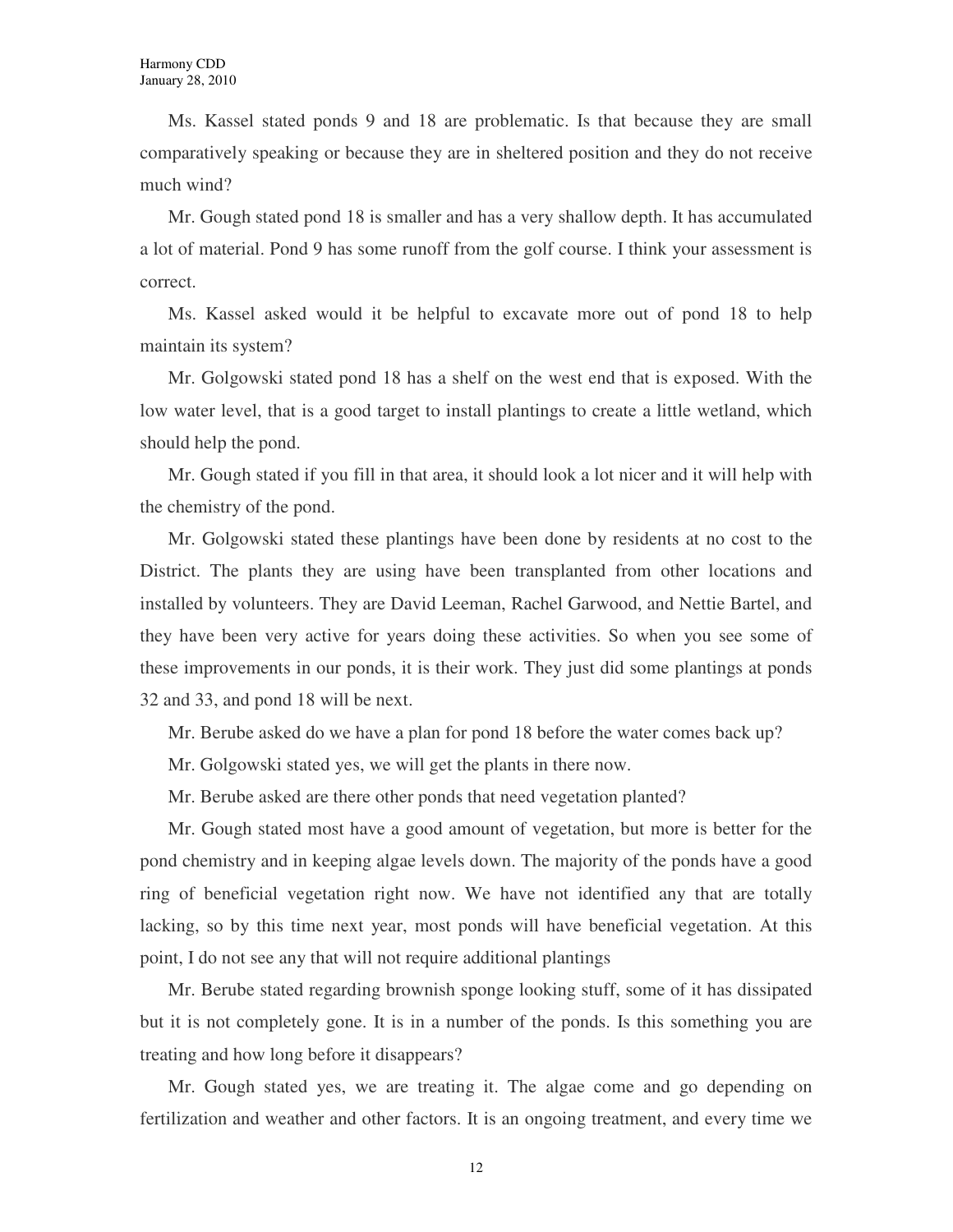Ms. Kassel stated ponds 9 and 18 are problematic. Is that because they are small comparatively speaking or because they are in sheltered position and they do not receive much wind?

Mr. Gough stated pond 18 is smaller and has a very shallow depth. It has accumulated a lot of material. Pond 9 has some runoff from the golf course. I think your assessment is correct.

Ms. Kassel asked would it be helpful to excavate more out of pond 18 to help maintain its system?

Mr. Golgowski stated pond 18 has a shelf on the west end that is exposed. With the low water level, that is a good target to install plantings to create a little wetland, which should help the pond.

Mr. Gough stated if you fill in that area, it should look a lot nicer and it will help with the chemistry of the pond.

Mr. Golgowski stated these plantings have been done by residents at no cost to the District. The plants they are using have been transplanted from other locations and installed by volunteers. They are David Leeman, Rachel Garwood, and Nettie Bartel, and they have been very active for years doing these activities. So when you see some of these improvements in our ponds, it is their work. They just did some plantings at ponds 32 and 33, and pond 18 will be next.

Mr. Berube asked do we have a plan for pond 18 before the water comes back up?

Mr. Golgowski stated yes, we will get the plants in there now.

Mr. Berube asked are there other ponds that need vegetation planted?

Mr. Gough stated most have a good amount of vegetation, but more is better for the pond chemistry and in keeping algae levels down. The majority of the ponds have a good ring of beneficial vegetation right now. We have not identified any that are totally lacking, so by this time next year, most ponds will have beneficial vegetation. At this point, I do not see any that will not require additional plantings

Mr. Berube stated regarding brownish sponge looking stuff, some of it has dissipated but it is not completely gone. It is in a number of the ponds. Is this something you are treating and how long before it disappears?

Mr. Gough stated yes, we are treating it. The algae come and go depending on fertilization and weather and other factors. It is an ongoing treatment, and every time we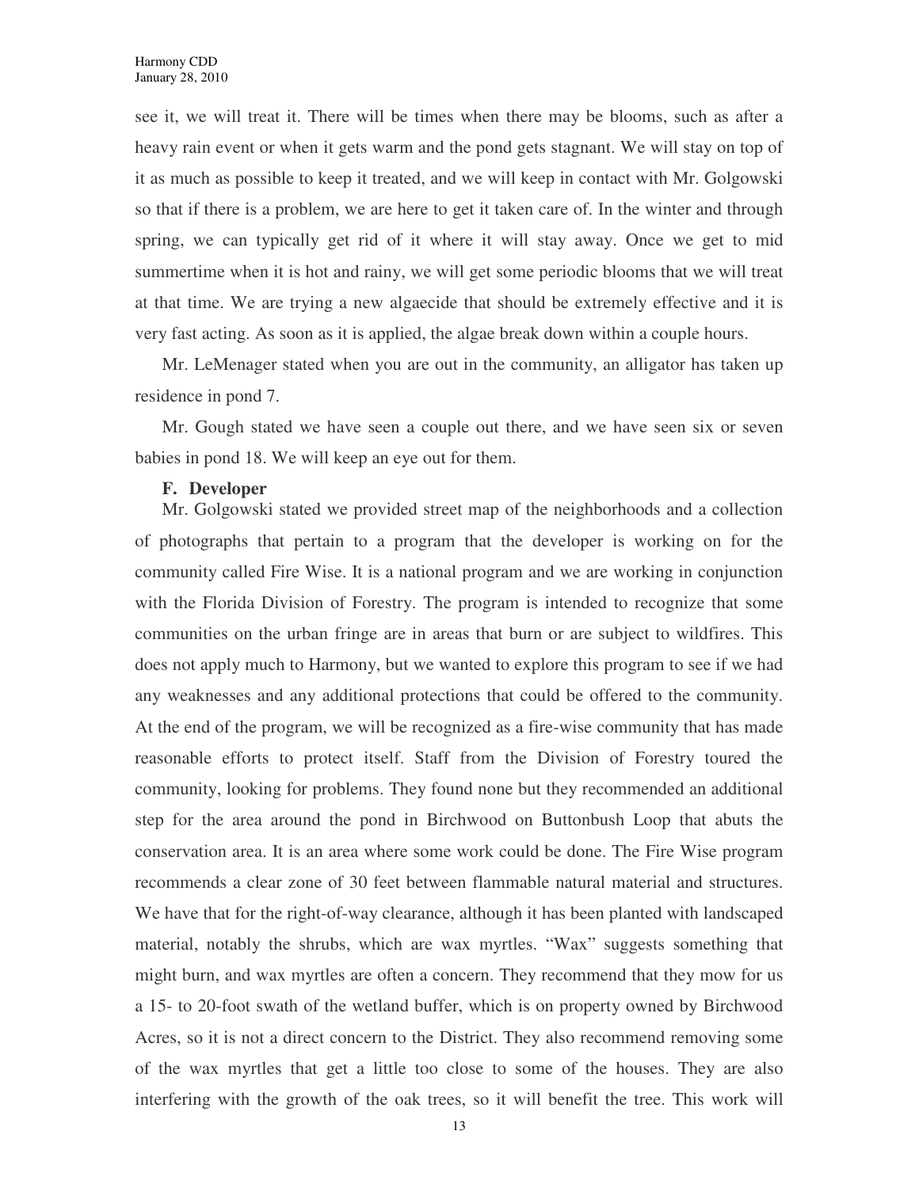see it, we will treat it. There will be times when there may be blooms, such as after a heavy rain event or when it gets warm and the pond gets stagnant. We will stay on top of it as much as possible to keep it treated, and we will keep in contact with Mr. Golgowski so that if there is a problem, we are here to get it taken care of. In the winter and through spring, we can typically get rid of it where it will stay away. Once we get to mid summertime when it is hot and rainy, we will get some periodic blooms that we will treat at that time. We are trying a new algaecide that should be extremely effective and it is very fast acting. As soon as it is applied, the algae break down within a couple hours.

Mr. LeMenager stated when you are out in the community, an alligator has taken up residence in pond 7.

Mr. Gough stated we have seen a couple out there, and we have seen six or seven babies in pond 18. We will keep an eye out for them.

**F. Developer**

Mr. Golgowski stated we provided street map of the neighborhoods and a collection of photographs that pertain to a program that the developer is working on for the community called Fire Wise. It is a national program and we are working in conjunction with the Florida Division of Forestry. The program is intended to recognize that some communities on the urban fringe are in areas that burn or are subject to wildfires. This does not apply much to Harmony, but we wanted to explore this program to see if we had any weaknesses and any additional protections that could be offered to the community. At the end of the program, we will be recognized as a fire-wise community that has made reasonable efforts to protect itself. Staff from the Division of Forestry toured the community, looking for problems. They found none but they recommended an additional step for the area around the pond in Birchwood on Buttonbush Loop that abuts the conservation area. It is an area where some work could be done. The Fire Wise program recommends a clear zone of 30 feet between flammable natural material and structures. We have that for the right-of-way clearance, although it has been planted with landscaped material, notably the shrubs, which are wax myrtles. "Wax" suggests something that might burn, and wax myrtles are often a concern. They recommend that they mow for us a 15- to 20-foot swath of the wetland buffer, which is on property owned by Birchwood Acres, so it is not a direct concern to the District. They also recommend removing some of the wax myrtles that get a little too close to some of the houses. They are also interfering with the growth of the oak trees, so it will benefit the tree. This work will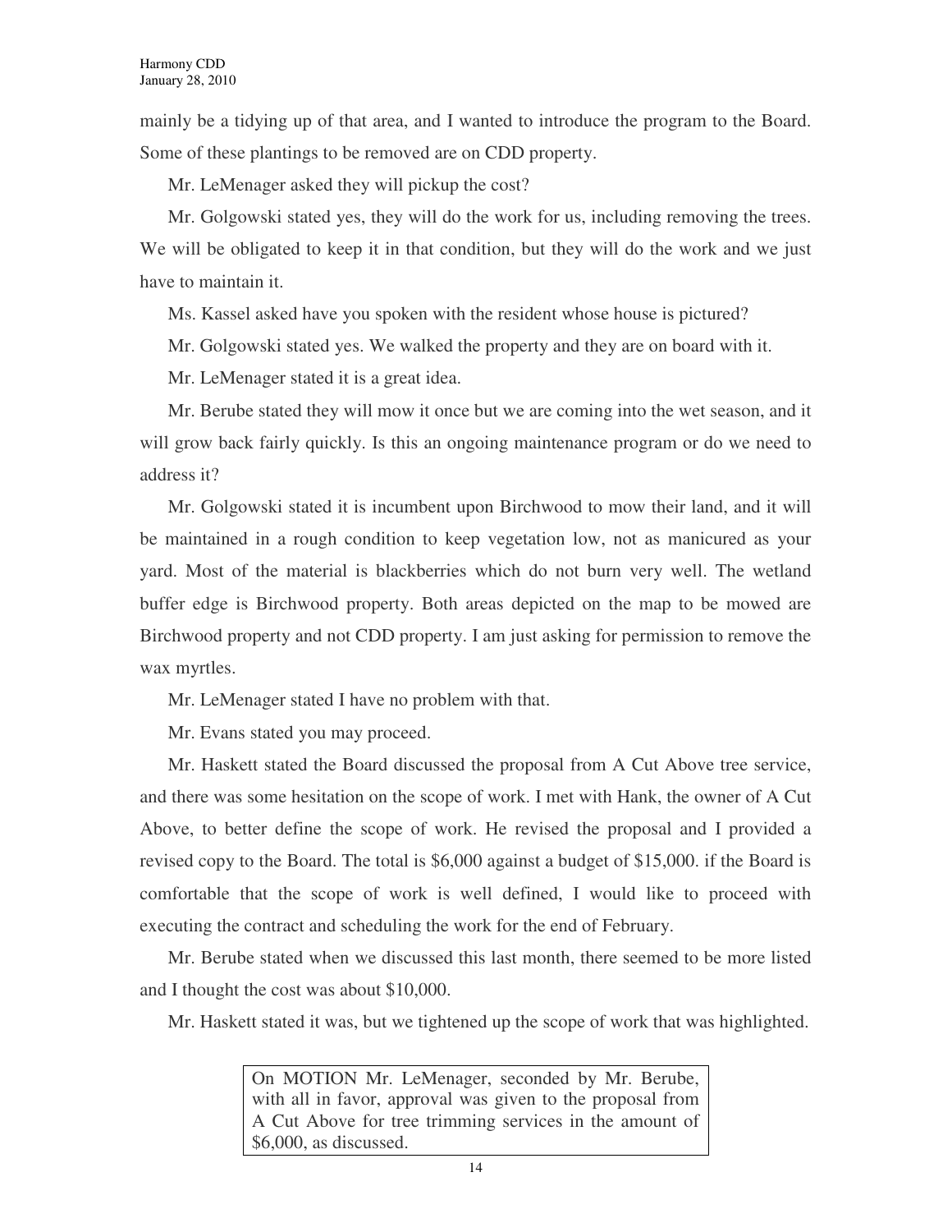mainly be a tidying up of that area, and I wanted to introduce the program to the Board. Some of these plantings to be removed are on CDD property.

Mr. LeMenager asked they will pickup the cost?

Mr. Golgowski stated yes, they will do the work for us, including removing the trees. We will be obligated to keep it in that condition, but they will do the work and we just have to maintain it.

Ms. Kassel asked have you spoken with the resident whose house is pictured?

Mr. Golgowski stated yes. We walked the property and they are on board with it.

Mr. LeMenager stated it is a great idea.

Mr. Berube stated they will mow it once but we are coming into the wet season, and it will grow back fairly quickly. Is this an ongoing maintenance program or do we need to address it?

Mr. Golgowski stated it is incumbent upon Birchwood to mow their land, and it will be maintained in a rough condition to keep vegetation low, not as manicured as your yard. Most of the material is blackberries which do not burn very well. The wetland buffer edge is Birchwood property. Both areas depicted on the map to be mowed are Birchwood property and not CDD property. I am just asking for permission to remove the wax myrtles.

Mr. LeMenager stated I have no problem with that.

Mr. Evans stated you may proceed.

Mr. Haskett stated the Board discussed the proposal from A Cut Above tree service, and there was some hesitation on the scope of work. I met with Hank, the owner of A Cut Above, to better define the scope of work. He revised the proposal and I provided a revised copy to the Board. The total is $6,000 against a budget of $15,000. if the Board is comfortable that the scope of work is well defined, I would like to proceed with executing the contract and scheduling the work for the end of February.

Mr. Berube stated when we discussed this last month, there seemed to be more listed and I thought the cost was about $10,000.

Mr. Haskett stated it was, but we tightened up the scope of work that was highlighted.

> On MOTION Mr. LeMenager, seconded by Mr. Berube, with all in favor, approval was given to the proposal from A Cut Above for tree trimming services in the amount of $6,000, as discussed.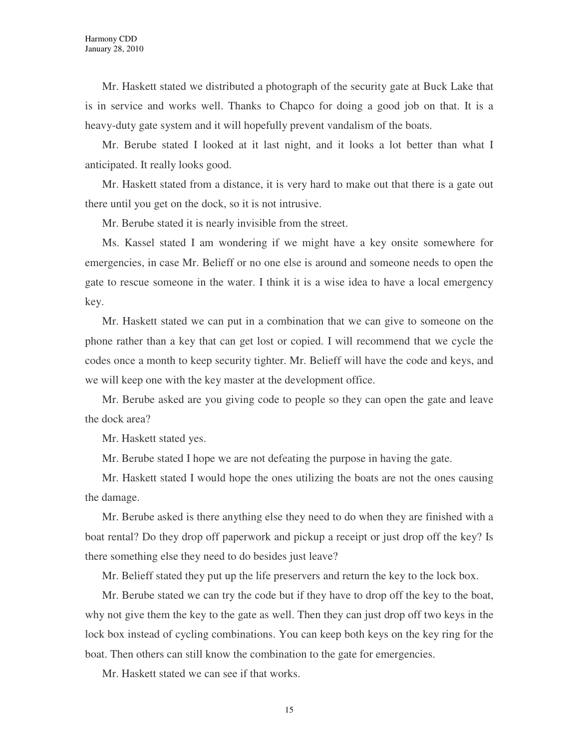Mr. Haskett stated we distributed a photograph of the security gate at Buck Lake that is in service and works well. Thanks to Chapco for doing a good job on that. It is a heavy-duty gate system and it will hopefully prevent vandalism of the boats.

Mr. Berube stated I looked at it last night, and it looks a lot better than what I anticipated. It really looks good.

Mr. Haskett stated from a distance, it is very hard to make out that there is a gate out there until you get on the dock, so it is not intrusive.

Mr. Berube stated it is nearly invisible from the street.

Ms. Kassel stated I am wondering if we might have a key onsite somewhere for emergencies, in case Mr. Belieff or no one else is around and someone needs to open the gate to rescue someone in the water. I think it is a wise idea to have a local emergency key.

Mr. Haskett stated we can put in a combination that we can give to someone on the phone rather than a key that can get lost or copied. I will recommend that we cycle the codes once a month to keep security tighter. Mr. Belieff will have the code and keys, and we will keep one with the key master at the development office.

Mr. Berube asked are you giving code to people so they can open the gate and leave the dock area?

Mr. Haskett stated yes.

Mr. Berube stated I hope we are not defeating the purpose in having the gate.

Mr. Haskett stated I would hope the ones utilizing the boats are not the ones causing the damage.

Mr. Berube asked is there anything else they need to do when they are finished with a boat rental? Do they drop off paperwork and pickup a receipt or just drop off the key? Is there something else they need to do besides just leave?

Mr. Belieff stated they put up the life preservers and return the key to the lock box.

Mr. Berube stated we can try the code but if they have to drop off the key to the boat, why not give them the key to the gate as well. Then they can just drop off two keys in the lock box instead of cycling combinations. You can keep both keys on the key ring for the boat. Then others can still know the combination to the gate for emergencies.

Mr. Haskett stated we can see if that works.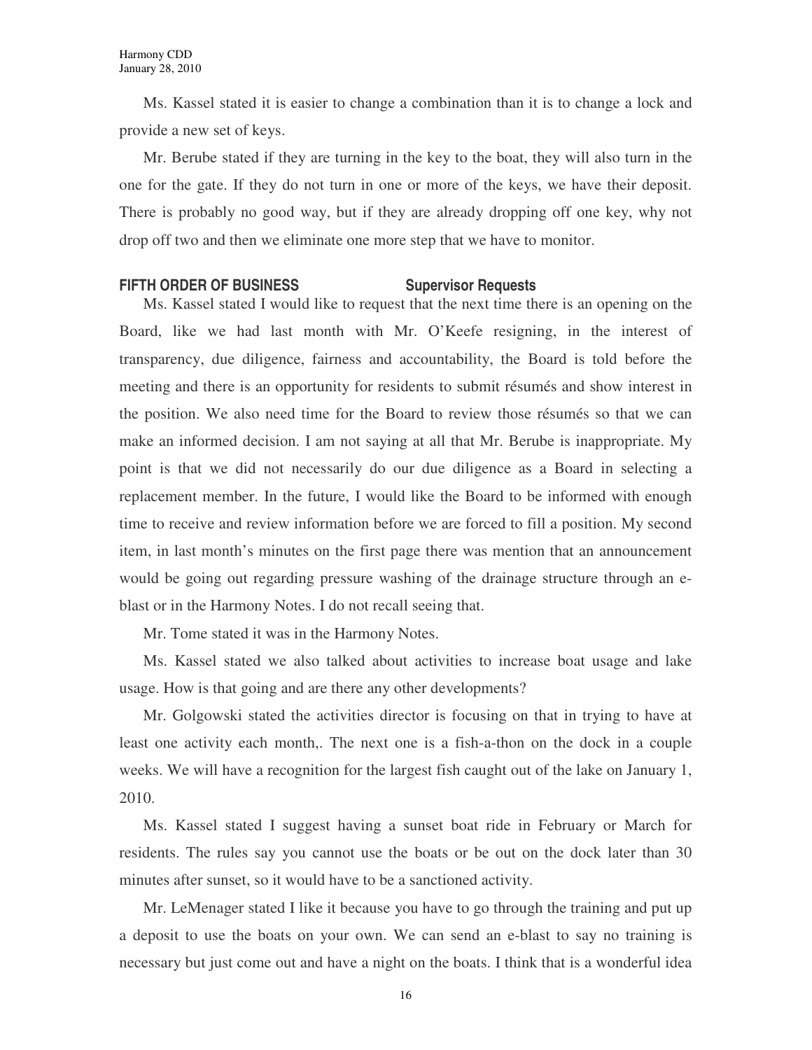Ms. Kassel stated it is easier to change a combination than it is to change a lock and provide a new set of keys.

Mr. Berube stated if they are turning in the key to the boat, they will also turn in the one for the gate. If they do not turn in one or more of the keys, we have their deposit. There is probably no good way, but if they are already dropping off one key, why not drop off two and then we eliminate one more step that we have to monitor.

**FIFTH ORDER OF BUSINESS Supervisor Requests**

Ms. Kassel stated I would like to request that the next time there is an opening on the Board, like we had last month with Mr. O'Keefe resigning, in the interest of transparency, due diligence, fairness and accountability, the Board is told before the meeting and there is an opportunity for residents to submit résumés and show interest in the position. We also need time for the Board to review those résumés so that we can make an informed decision. I am not saying at all that Mr. Berube is inappropriate. My point is that we did not necessarily do our due diligence as a Board in selecting a replacement member. In the future, I would like the Board to be informed with enough time to receive and review information before we are forced to fill a position. My second item, in last month's minutes on the first page there was mention that an announcement would be going out regarding pressure washing of the drainage structure through an e-blast or in the Harmony Notes. I do not recall seeing that.

Mr. Tome stated it was in the Harmony Notes.

Ms. Kassel stated we also talked about activities to increase boat usage and lake usage. How is that going and are there any other developments?

Mr. Golgowski stated the activities director is focusing on that in trying to have at least one activity each month,. The next one is a fish-a-thon on the dock in a couple weeks. We will have a recognition for the largest fish caught out of the lake on January 1, 2010.

Ms. Kassel stated I suggest having a sunset boat ride in February or March for residents. The rules say you cannot use the boats or be out on the dock later than 30 minutes after sunset, so it would have to be a sanctioned activity.

Mr. LeMenager stated I like it because you have to go through the training and put up a deposit to use the boats on your own. We can send an e-blast to say no training is necessary but just come out and have a night on the boats. I think that is a wonderful idea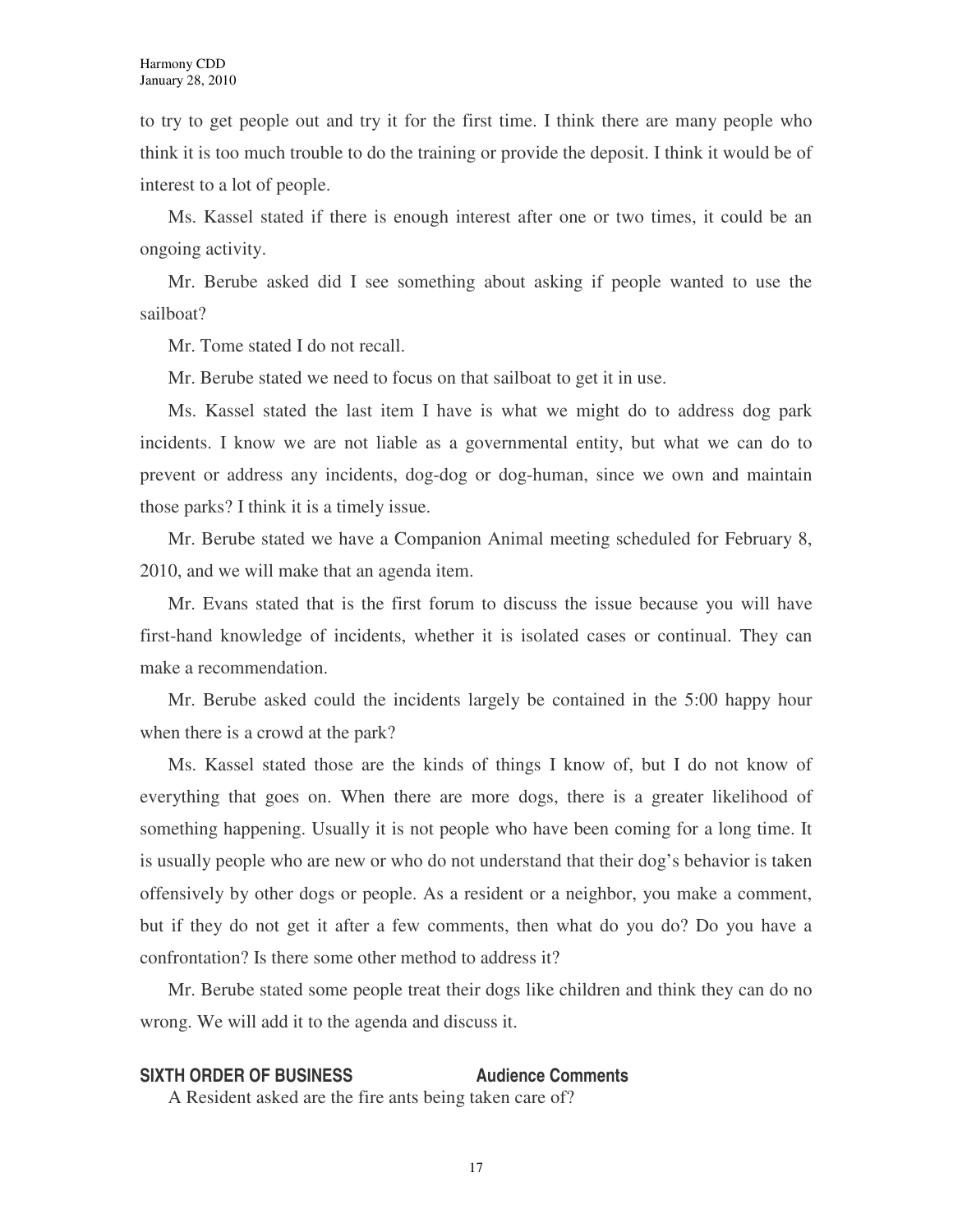to try to get people out and try it for the first time. I think there are many people who think it is too much trouble to do the training or provide the deposit. I think it would be of interest to a lot of people.

Ms. Kassel stated if there is enough interest after one or two times, it could be an ongoing activity.

Mr. Berube asked did I see something about asking if people wanted to use the sailboat?

Mr. Tome stated I do not recall.

Mr. Berube stated we need to focus on that sailboat to get it in use.

Ms. Kassel stated the last item I have is what we might do to address dog park incidents. I know we are not liable as a governmental entity, but what we can do to prevent or address any incidents, dog-dog or dog-human, since we own and maintain those parks? I think it is a timely issue.

Mr. Berube stated we have a Companion Animal meeting scheduled for February 8, 2010, and we will make that an agenda item.

Mr. Evans stated that is the first forum to discuss the issue because you will have first-hand knowledge of incidents, whether it is isolated cases or continual. They can make a recommendation.

Mr. Berube asked could the incidents largely be contained in the 5:00 happy hour when there is a crowd at the park?

Ms. Kassel stated those are the kinds of things I know of, but I do not know of everything that goes on. When there are more dogs, there is a greater likelihood of something happening. Usually it is not people who have been coming for a long time. It is usually people who are new or who do not understand that their dog's behavior is taken offensively by other dogs or people. As a resident or a neighbor, you make a comment, but if they do not get it after a few comments, then what do you do? Do you have a confrontation? Is there some other method to address it?

Mr. Berube stated some people treat their dogs like children and think they can do no wrong. We will add it to the agenda and discuss it.

## SIXTH ORDER OF BUSINESS — Audience Comments

A Resident asked are the fire ants being taken care of?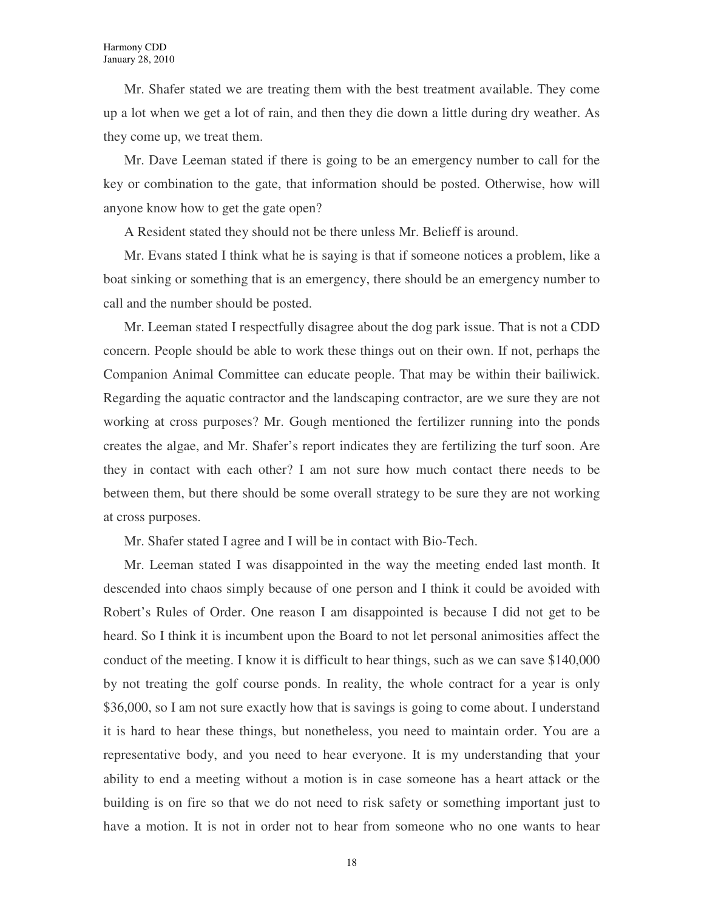Mr. Shafer stated we are treating them with the best treatment available. They come up a lot when we get a lot of rain, and then they die down a little during dry weather. As they come up, we treat them.

Mr. Dave Leeman stated if there is going to be an emergency number to call for the key or combination to the gate, that information should be posted. Otherwise, how will anyone know how to get the gate open?

A Resident stated they should not be there unless Mr. Belieff is around.

Mr. Evans stated I think what he is saying is that if someone notices a problem, like a boat sinking or something that is an emergency, there should be an emergency number to call and the number should be posted.

Mr. Leeman stated I respectfully disagree about the dog park issue. That is not a CDD concern. People should be able to work these things out on their own. If not, perhaps the Companion Animal Committee can educate people. That may be within their bailiwick. Regarding the aquatic contractor and the landscaping contractor, are we sure they are not working at cross purposes? Mr. Gough mentioned the fertilizer running into the ponds creates the algae, and Mr. Shafer's report indicates they are fertilizing the turf soon. Are they in contact with each other? I am not sure how much contact there needs to be between them, but there should be some overall strategy to be sure they are not working at cross purposes.

Mr. Shafer stated I agree and I will be in contact with Bio-Tech.

Mr. Leeman stated I was disappointed in the way the meeting ended last month. It descended into chaos simply because of one person and I think it could be avoided with Robert's Rules of Order. One reason I am disappointed is because I did not get to be heard. So I think it is incumbent upon the Board to not let personal animosities affect the conduct of the meeting. I know it is difficult to hear things, such as we can save $140,000 by not treating the golf course ponds. In reality, the whole contract for a year is only $36,000, so I am not sure exactly how that is savings is going to come about. I understand it is hard to hear these things, but nonetheless, you need to maintain order. You are a representative body, and you need to hear everyone. It is my understanding that your ability to end a meeting without a motion is in case someone has a heart attack or the building is on fire so that we do not need to risk safety or something important just to have a motion. It is not in order not to hear from someone who no one wants to hear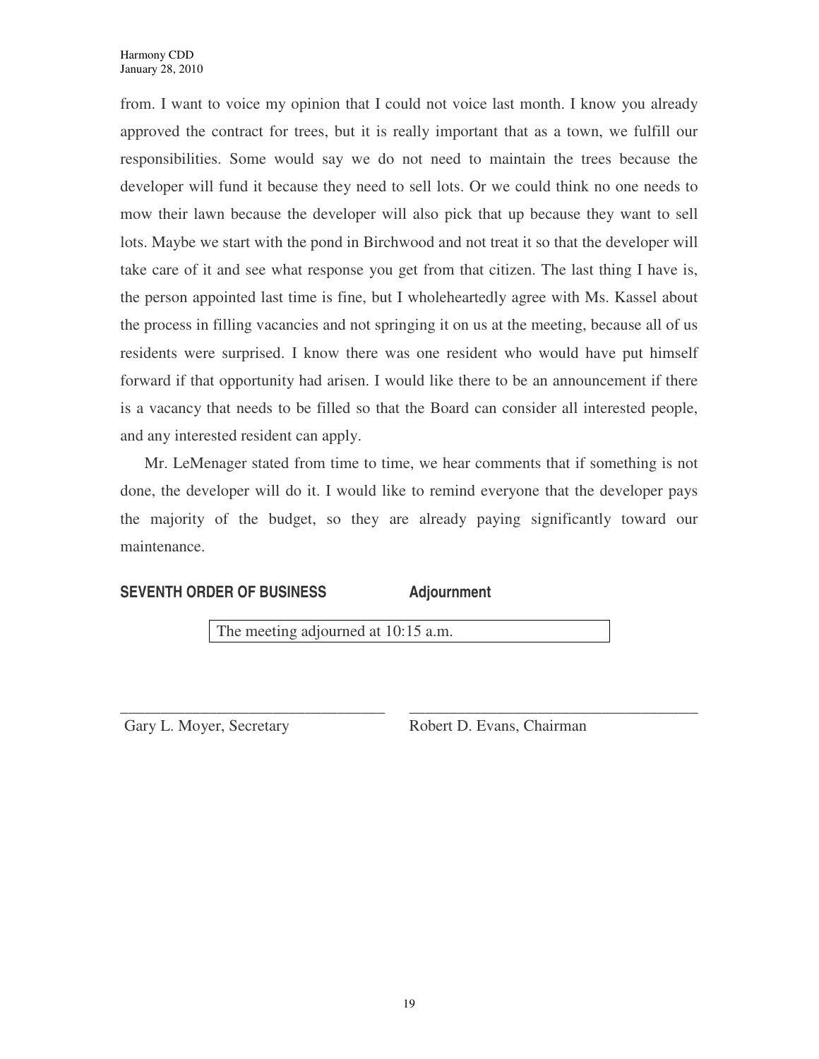from. I want to voice my opinion that I could not voice last month. I know you already approved the contract for trees, but it is really important that as a town, we fulfill our responsibilities. Some would say we do not need to maintain the trees because the developer will fund it because they need to sell lots. Or we could think no one needs to mow their lawn because the developer will also pick that up because they want to sell lots. Maybe we start with the pond in Birchwood and not treat it so that the developer will take care of it and see what response you get from that citizen. The last thing I have is, the person appointed last time is fine, but I wholeheartedly agree with Ms. Kassel about the process in filling vacancies and not springing it on us at the meeting, because all of us residents were surprised. I know there was one resident who would have put himself forward if that opportunity had arisen. I would like there to be an announcement if there is a vacancy that needs to be filled so that the Board can consider all interested people, and any interested resident can apply.

Mr. LeMenager stated from time to time, we hear comments that if something is not done, the developer will do it. I would like to remind everyone that the developer pays the majority of the budget, so they are already paying significantly toward our maintenance.

**SEVENTH ORDER OF BUSINESS** **Adjournment**

The meeting adjourned at 10:15 a.m.

\_\_\_\_\_\_\_\_\_\_\_\_\_\_\_\_\_\_\_\_\_\_\_\_\_\_\_\_\_\_\_\_
Gary L. Moyer, Secretary

\_\_\_\_\_\_\_\_\_\_\_\_\_\_\_\_\_\_\_\_\_\_\_\_\_\_\_\_\_\_\_\_
Robert D. Evans, Chairman